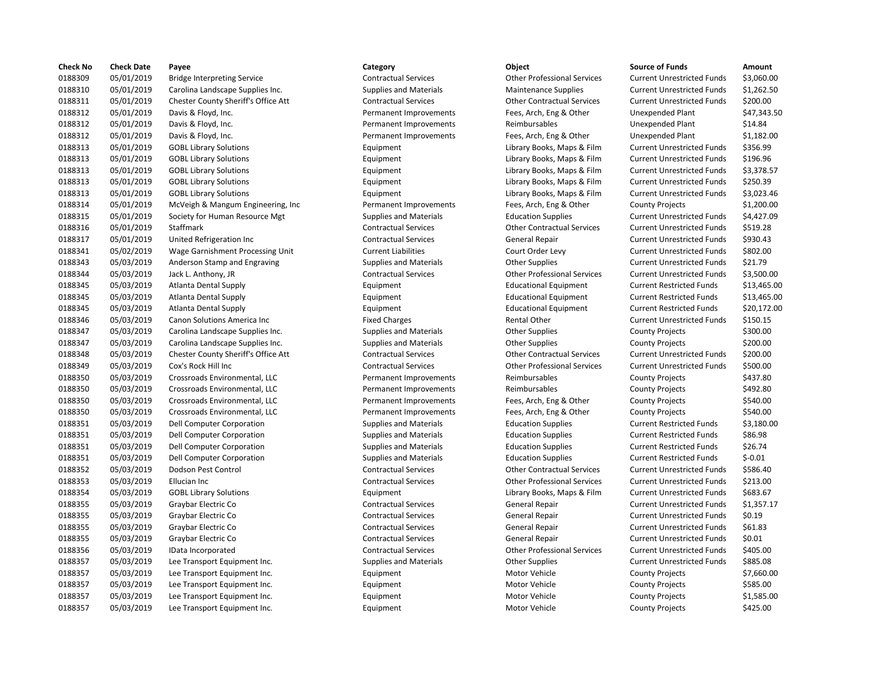| Check No | Check Date | Payee | Category | Object | Source of Funds | Amount |
|---|---|---|---|---|---|---|
| 0188309 | 05/01/2019 | Bridge Interpreting Service | Contractual Services | Other Professional Services | Current Unrestricted Funds | $3,060.00 |
| 0188310 | 05/01/2019 | Carolina Landscape Supplies Inc. | Supplies and Materials | Maintenance Supplies | Current Unrestricted Funds | $1,262.50 |
| 0188311 | 05/01/2019 | Chester County Sheriff's Office Att | Contractual Services | Other Contractual Services | Current Unrestricted Funds | $200.00 |
| 0188312 | 05/01/2019 | Davis & Floyd, Inc. | Permanent Improvements | Fees, Arch, Eng & Other | Unexpended Plant | $47,343.50 |
| 0188312 | 05/01/2019 | Davis & Floyd, Inc. | Permanent Improvements | Reimbursables | Unexpended Plant | $14.84 |
| 0188312 | 05/01/2019 | Davis & Floyd, Inc. | Permanent Improvements | Fees, Arch, Eng & Other | Unexpended Plant | $1,182.00 |
| 0188313 | 05/01/2019 | GOBL Library Solutions | Equipment | Library Books, Maps & Film | Current Unrestricted Funds | $356.99 |
| 0188313 | 05/01/2019 | GOBL Library Solutions | Equipment | Library Books, Maps & Film | Current Unrestricted Funds | $196.96 |
| 0188313 | 05/01/2019 | GOBL Library Solutions | Equipment | Library Books, Maps & Film | Current Unrestricted Funds | $3,378.57 |
| 0188313 | 05/01/2019 | GOBL Library Solutions | Equipment | Library Books, Maps & Film | Current Unrestricted Funds | $250.39 |
| 0188313 | 05/01/2019 | GOBL Library Solutions | Equipment | Library Books, Maps & Film | Current Unrestricted Funds | $3,023.46 |
| 0188314 | 05/01/2019 | McVeigh & Mangum Engineering, Inc | Permanent Improvements | Fees, Arch, Eng & Other | County Projects | $1,200.00 |
| 0188315 | 05/01/2019 | Society for Human Resource Mgt | Supplies and Materials | Education Supplies | Current Unrestricted Funds | $4,427.09 |
| 0188316 | 05/01/2019 | Staffmark | Contractual Services | Other Contractual Services | Current Unrestricted Funds | $519.28 |
| 0188317 | 05/01/2019 | United Refrigeration Inc | Contractual Services | General Repair | Current Unrestricted Funds | $930.43 |
| 0188341 | 05/02/2019 | Wage Garnishment Processing Unit | Current Liabilities | Court Order Levy | Current Unrestricted Funds | $802.00 |
| 0188343 | 05/03/2019 | Anderson Stamp and Engraving | Supplies and Materials | Other Supplies | Current Unrestricted Funds | $21.79 |
| 0188344 | 05/03/2019 | Jack L. Anthony, JR | Contractual Services | Other Professional Services | Current Unrestricted Funds | $3,500.00 |
| 0188345 | 05/03/2019 | Atlanta Dental Supply | Equipment | Educational Equipment | Current Restricted Funds | $13,465.00 |
| 0188345 | 05/03/2019 | Atlanta Dental Supply | Equipment | Educational Equipment | Current Restricted Funds | $13,465.00 |
| 0188345 | 05/03/2019 | Atlanta Dental Supply | Equipment | Educational Equipment | Current Restricted Funds | $20,172.00 |
| 0188346 | 05/03/2019 | Canon Solutions America Inc | Fixed Charges | Rental Other | Current Unrestricted Funds | $150.15 |
| 0188347 | 05/03/2019 | Carolina Landscape Supplies Inc. | Supplies and Materials | Other Supplies | County Projects | $300.00 |
| 0188347 | 05/03/2019 | Carolina Landscape Supplies Inc. | Supplies and Materials | Other Supplies | County Projects | $200.00 |
| 0188348 | 05/03/2019 | Chester County Sheriff's Office Att | Contractual Services | Other Contractual Services | Current Unrestricted Funds | $200.00 |
| 0188349 | 05/03/2019 | Cox's Rock Hill Inc | Contractual Services | Other Professional Services | Current Unrestricted Funds | $500.00 |
| 0188350 | 05/03/2019 | Crossroads Environmental, LLC | Permanent Improvements | Reimbursables | County Projects | $437.80 |
| 0188350 | 05/03/2019 | Crossroads Environmental, LLC | Permanent Improvements | Reimbursables | County Projects | $492.80 |
| 0188350 | 05/03/2019 | Crossroads Environmental, LLC | Permanent Improvements | Fees, Arch, Eng & Other | County Projects | $540.00 |
| 0188350 | 05/03/2019 | Crossroads Environmental, LLC | Permanent Improvements | Fees, Arch, Eng & Other | County Projects | $540.00 |
| 0188351 | 05/03/2019 | Dell Computer Corporation | Supplies and Materials | Education Supplies | Current Restricted Funds | $3,180.00 |
| 0188351 | 05/03/2019 | Dell Computer Corporation | Supplies and Materials | Education Supplies | Current Restricted Funds | $86.98 |
| 0188351 | 05/03/2019 | Dell Computer Corporation | Supplies and Materials | Education Supplies | Current Restricted Funds | $26.74 |
| 0188351 | 05/03/2019 | Dell Computer Corporation | Supplies and Materials | Education Supplies | Current Restricted Funds | $-0.01 |
| 0188352 | 05/03/2019 | Dodson Pest Control | Contractual Services | Other Contractual Services | Current Unrestricted Funds | $586.40 |
| 0188353 | 05/03/2019 | Ellucian Inc | Contractual Services | Other Professional Services | Current Unrestricted Funds | $213.00 |
| 0188354 | 05/03/2019 | GOBL Library Solutions | Equipment | Library Books, Maps & Film | Current Unrestricted Funds | $683.67 |
| 0188355 | 05/03/2019 | Graybar Electric Co | Contractual Services | General Repair | Current Unrestricted Funds | $1,357.17 |
| 0188355 | 05/03/2019 | Graybar Electric Co | Contractual Services | General Repair | Current Unrestricted Funds | $0.19 |
| 0188355 | 05/03/2019 | Graybar Electric Co | Contractual Services | General Repair | Current Unrestricted Funds | $61.83 |
| 0188355 | 05/03/2019 | Graybar Electric Co | Contractual Services | General Repair | Current Unrestricted Funds | $0.01 |
| 0188356 | 05/03/2019 | IData Incorporated | Contractual Services | Other Professional Services | Current Unrestricted Funds | $405.00 |
| 0188357 | 05/03/2019 | Lee Transport Equipment Inc. | Supplies and Materials | Other Supplies | Current Unrestricted Funds | $885.08 |
| 0188357 | 05/03/2019 | Lee Transport Equipment Inc. | Equipment | Motor Vehicle | County Projects | $7,660.00 |
| 0188357 | 05/03/2019 | Lee Transport Equipment Inc. | Equipment | Motor Vehicle | County Projects | $585.00 |
| 0188357 | 05/03/2019 | Lee Transport Equipment Inc. | Equipment | Motor Vehicle | County Projects | $1,585.00 |
| 0188357 | 05/03/2019 | Lee Transport Equipment Inc. | Equipment | Motor Vehicle | County Projects | $425.00 |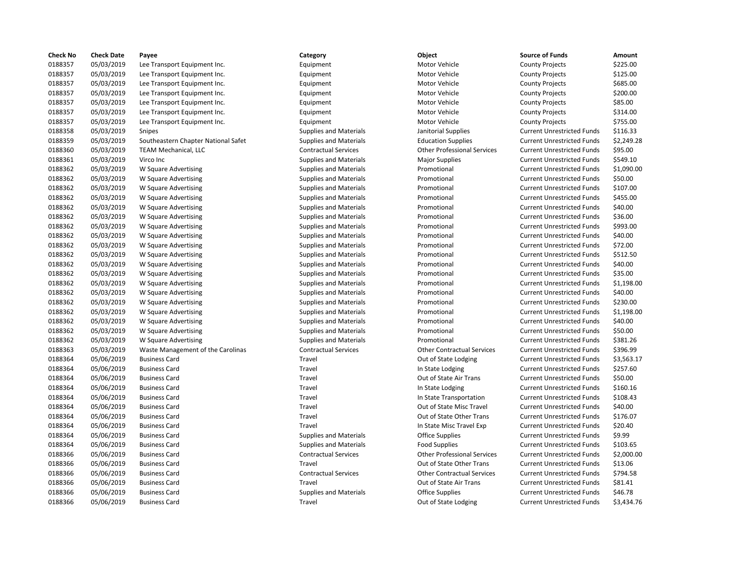| Check No | Check Date | Payee | Category | Object | Source of Funds | Amount |
|---|---|---|---|---|---|---|
| 0188357 | 05/03/2019 | Lee Transport Equipment Inc. | Equipment | Motor Vehicle | County Projects | $225.00 |
| 0188357 | 05/03/2019 | Lee Transport Equipment Inc. | Equipment | Motor Vehicle | County Projects | $125.00 |
| 0188357 | 05/03/2019 | Lee Transport Equipment Inc. | Equipment | Motor Vehicle | County Projects | $685.00 |
| 0188357 | 05/03/2019 | Lee Transport Equipment Inc. | Equipment | Motor Vehicle | County Projects | $200.00 |
| 0188357 | 05/03/2019 | Lee Transport Equipment Inc. | Equipment | Motor Vehicle | County Projects | $85.00 |
| 0188357 | 05/03/2019 | Lee Transport Equipment Inc. | Equipment | Motor Vehicle | County Projects | $314.00 |
| 0188357 | 05/03/2019 | Lee Transport Equipment Inc. | Equipment | Motor Vehicle | County Projects | $755.00 |
| 0188358 | 05/03/2019 | Snipes | Supplies and Materials | Janitorial Supplies | Current Unrestricted Funds | $116.33 |
| 0188359 | 05/03/2019 | Southeastern Chapter National Safet | Supplies and Materials | Education Supplies | Current Unrestricted Funds | $2,249.28 |
| 0188360 | 05/03/2019 | TEAM Mechanical, LLC | Contractual Services | Other Professional Services | Current Unrestricted Funds | $95.00 |
| 0188361 | 05/03/2019 | Virco Inc | Supplies and Materials | Major Supplies | Current Unrestricted Funds | $549.10 |
| 0188362 | 05/03/2019 | W Square Advertising | Supplies and Materials | Promotional | Current Unrestricted Funds | $1,090.00 |
| 0188362 | 05/03/2019 | W Square Advertising | Supplies and Materials | Promotional | Current Unrestricted Funds | $50.00 |
| 0188362 | 05/03/2019 | W Square Advertising | Supplies and Materials | Promotional | Current Unrestricted Funds | $107.00 |
| 0188362 | 05/03/2019 | W Square Advertising | Supplies and Materials | Promotional | Current Unrestricted Funds | $455.00 |
| 0188362 | 05/03/2019 | W Square Advertising | Supplies and Materials | Promotional | Current Unrestricted Funds | $40.00 |
| 0188362 | 05/03/2019 | W Square Advertising | Supplies and Materials | Promotional | Current Unrestricted Funds | $36.00 |
| 0188362 | 05/03/2019 | W Square Advertising | Supplies and Materials | Promotional | Current Unrestricted Funds | $993.00 |
| 0188362 | 05/03/2019 | W Square Advertising | Supplies and Materials | Promotional | Current Unrestricted Funds | $40.00 |
| 0188362 | 05/03/2019 | W Square Advertising | Supplies and Materials | Promotional | Current Unrestricted Funds | $72.00 |
| 0188362 | 05/03/2019 | W Square Advertising | Supplies and Materials | Promotional | Current Unrestricted Funds | $512.50 |
| 0188362 | 05/03/2019 | W Square Advertising | Supplies and Materials | Promotional | Current Unrestricted Funds | $40.00 |
| 0188362 | 05/03/2019 | W Square Advertising | Supplies and Materials | Promotional | Current Unrestricted Funds | $35.00 |
| 0188362 | 05/03/2019 | W Square Advertising | Supplies and Materials | Promotional | Current Unrestricted Funds | $1,198.00 |
| 0188362 | 05/03/2019 | W Square Advertising | Supplies and Materials | Promotional | Current Unrestricted Funds | $40.00 |
| 0188362 | 05/03/2019 | W Square Advertising | Supplies and Materials | Promotional | Current Unrestricted Funds | $230.00 |
| 0188362 | 05/03/2019 | W Square Advertising | Supplies and Materials | Promotional | Current Unrestricted Funds | $1,198.00 |
| 0188362 | 05/03/2019 | W Square Advertising | Supplies and Materials | Promotional | Current Unrestricted Funds | $40.00 |
| 0188362 | 05/03/2019 | W Square Advertising | Supplies and Materials | Promotional | Current Unrestricted Funds | $50.00 |
| 0188362 | 05/03/2019 | W Square Advertising | Supplies and Materials | Promotional | Current Unrestricted Funds | $381.26 |
| 0188363 | 05/03/2019 | Waste Management of the Carolinas | Contractual Services | Other Contractual Services | Current Unrestricted Funds | $396.99 |
| 0188364 | 05/06/2019 | Business Card | Travel | Out of State Lodging | Current Unrestricted Funds | $3,563.17 |
| 0188364 | 05/06/2019 | Business Card | Travel | In State Lodging | Current Unrestricted Funds | $257.60 |
| 0188364 | 05/06/2019 | Business Card | Travel | Out of State Air Trans | Current Unrestricted Funds | $50.00 |
| 0188364 | 05/06/2019 | Business Card | Travel | In State Lodging | Current Unrestricted Funds | $160.16 |
| 0188364 | 05/06/2019 | Business Card | Travel | In State Transportation | Current Unrestricted Funds | $108.43 |
| 0188364 | 05/06/2019 | Business Card | Travel | Out of State Misc Travel | Current Unrestricted Funds | $40.00 |
| 0188364 | 05/06/2019 | Business Card | Travel | Out of State Other Trans | Current Unrestricted Funds | $176.07 |
| 0188364 | 05/06/2019 | Business Card | Travel | In State Misc Travel Exp | Current Unrestricted Funds | $20.40 |
| 0188364 | 05/06/2019 | Business Card | Supplies and Materials | Office Supplies | Current Unrestricted Funds | $9.99 |
| 0188364 | 05/06/2019 | Business Card | Supplies and Materials | Food Supplies | Current Unrestricted Funds | $103.65 |
| 0188366 | 05/06/2019 | Business Card | Contractual Services | Other Professional Services | Current Unrestricted Funds | $2,000.00 |
| 0188366 | 05/06/2019 | Business Card | Travel | Out of State Other Trans | Current Unrestricted Funds | $13.06 |
| 0188366 | 05/06/2019 | Business Card | Contractual Services | Other Contractual Services | Current Unrestricted Funds | $794.58 |
| 0188366 | 05/06/2019 | Business Card | Travel | Out of State Air Trans | Current Unrestricted Funds | $81.41 |
| 0188366 | 05/06/2019 | Business Card | Supplies and Materials | Office Supplies | Current Unrestricted Funds | $46.78 |
| 0188366 | 05/06/2019 | Business Card | Travel | Out of State Lodging | Current Unrestricted Funds | $3,434.76 |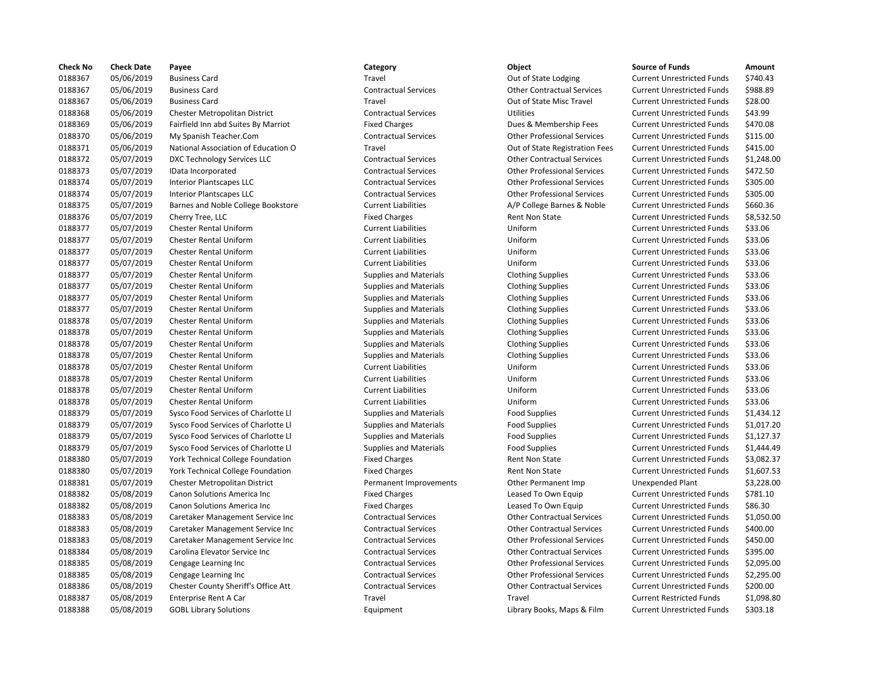| Check No | Check Date | Payee | Category | Object | Source of Funds | Amount |
|---|---|---|---|---|---|---|
| 0188367 | 05/06/2019 | Business Card | Travel | Out of State Lodging | Current Unrestricted Funds | $740.43 |
| 0188367 | 05/06/2019 | Business Card | Contractual Services | Other Contractual Services | Current Unrestricted Funds | $988.89 |
| 0188367 | 05/06/2019 | Business Card | Travel | Out of State Misc Travel | Current Unrestricted Funds | $28.00 |
| 0188368 | 05/06/2019 | Chester Metropolitan District | Contractual Services | Utilities | Current Unrestricted Funds | $43.99 |
| 0188369 | 05/06/2019 | Fairfield Inn abd Suites By Marriot | Fixed Charges | Dues & Membership Fees | Current Unrestricted Funds | $470.08 |
| 0188370 | 05/06/2019 | My Spanish Teacher.Com | Contractual Services | Other Professional Services | Current Unrestricted Funds | $115.00 |
| 0188371 | 05/06/2019 | National Association of Education O | Travel | Out of State Registration Fees | Current Unrestricted Funds | $415.00 |
| 0188372 | 05/07/2019 | DXC Technology Services LLC | Contractual Services | Other Contractual Services | Current Unrestricted Funds | $1,248.00 |
| 0188373 | 05/07/2019 | IData Incorporated | Contractual Services | Other Professional Services | Current Unrestricted Funds | $472.50 |
| 0188374 | 05/07/2019 | Interior Plantscapes LLC | Contractual Services | Other Professional Services | Current Unrestricted Funds | $305.00 |
| 0188374 | 05/07/2019 | Interior Plantscapes LLC | Contractual Services | Other Professional Services | Current Unrestricted Funds | $305.00 |
| 0188375 | 05/07/2019 | Barnes and Noble College Bookstore | Current Liabilities | A/P College Barnes & Noble | Current Unrestricted Funds | $660.36 |
| 0188376 | 05/07/2019 | Cherry Tree, LLC | Fixed Charges | Rent Non State | Current Unrestricted Funds | $8,532.50 |
| 0188377 | 05/07/2019 | Chester Rental Uniform | Current Liabilities | Uniform | Current Unrestricted Funds | $33.06 |
| 0188377 | 05/07/2019 | Chester Rental Uniform | Current Liabilities | Uniform | Current Unrestricted Funds | $33.06 |
| 0188377 | 05/07/2019 | Chester Rental Uniform | Current Liabilities | Uniform | Current Unrestricted Funds | $33.06 |
| 0188377 | 05/07/2019 | Chester Rental Uniform | Current Liabilities | Uniform | Current Unrestricted Funds | $33.06 |
| 0188377 | 05/07/2019 | Chester Rental Uniform | Supplies and Materials | Clothing Supplies | Current Unrestricted Funds | $33.06 |
| 0188377 | 05/07/2019 | Chester Rental Uniform | Supplies and Materials | Clothing Supplies | Current Unrestricted Funds | $33.06 |
| 0188377 | 05/07/2019 | Chester Rental Uniform | Supplies and Materials | Clothing Supplies | Current Unrestricted Funds | $33.06 |
| 0188377 | 05/07/2019 | Chester Rental Uniform | Supplies and Materials | Clothing Supplies | Current Unrestricted Funds | $33.06 |
| 0188378 | 05/07/2019 | Chester Rental Uniform | Supplies and Materials | Clothing Supplies | Current Unrestricted Funds | $33.06 |
| 0188378 | 05/07/2019 | Chester Rental Uniform | Supplies and Materials | Clothing Supplies | Current Unrestricted Funds | $33.06 |
| 0188378 | 05/07/2019 | Chester Rental Uniform | Supplies and Materials | Clothing Supplies | Current Unrestricted Funds | $33.06 |
| 0188378 | 05/07/2019 | Chester Rental Uniform | Supplies and Materials | Clothing Supplies | Current Unrestricted Funds | $33.06 |
| 0188378 | 05/07/2019 | Chester Rental Uniform | Current Liabilities | Uniform | Current Unrestricted Funds | $33.06 |
| 0188378 | 05/07/2019 | Chester Rental Uniform | Current Liabilities | Uniform | Current Unrestricted Funds | $33.06 |
| 0188378 | 05/07/2019 | Chester Rental Uniform | Current Liabilities | Uniform | Current Unrestricted Funds | $33.06 |
| 0188378 | 05/07/2019 | Chester Rental Uniform | Current Liabilities | Uniform | Current Unrestricted Funds | $33.06 |
| 0188379 | 05/07/2019 | Sysco Food Services of Charlotte Ll | Supplies and Materials | Food Supplies | Current Unrestricted Funds | $1,434.12 |
| 0188379 | 05/07/2019 | Sysco Food Services of Charlotte Ll | Supplies and Materials | Food Supplies | Current Unrestricted Funds | $1,017.20 |
| 0188379 | 05/07/2019 | Sysco Food Services of Charlotte Ll | Supplies and Materials | Food Supplies | Current Unrestricted Funds | $1,127.37 |
| 0188379 | 05/07/2019 | Sysco Food Services of Charlotte Ll | Supplies and Materials | Food Supplies | Current Unrestricted Funds | $1,444.49 |
| 0188380 | 05/07/2019 | York Technical College Foundation | Fixed Charges | Rent Non State | Current Unrestricted Funds | $3,082.37 |
| 0188380 | 05/07/2019 | York Technical College Foundation | Fixed Charges | Rent Non State | Current Unrestricted Funds | $1,607.53 |
| 0188381 | 05/07/2019 | Chester Metropolitan District | Permanent Improvements | Other Permanent Imp | Unexpended Plant | $3,228.00 |
| 0188382 | 05/08/2019 | Canon Solutions America Inc | Fixed Charges | Leased To Own Equip | Current Unrestricted Funds | $781.10 |
| 0188382 | 05/08/2019 | Canon Solutions America Inc | Fixed Charges | Leased To Own Equip | Current Unrestricted Funds | $86.30 |
| 0188383 | 05/08/2019 | Caretaker Management Service Inc | Contractual Services | Other Contractual Services | Current Unrestricted Funds | $1,050.00 |
| 0188383 | 05/08/2019 | Caretaker Management Service Inc | Contractual Services | Other Contractual Services | Current Unrestricted Funds | $400.00 |
| 0188383 | 05/08/2019 | Caretaker Management Service Inc | Contractual Services | Other Professional Services | Current Unrestricted Funds | $450.00 |
| 0188384 | 05/08/2019 | Carolina Elevator Service Inc | Contractual Services | Other Contractual Services | Current Unrestricted Funds | $395.00 |
| 0188385 | 05/08/2019 | Cengage Learning Inc | Contractual Services | Other Professional Services | Current Unrestricted Funds | $2,095.00 |
| 0188385 | 05/08/2019 | Cengage Learning Inc | Contractual Services | Other Professional Services | Current Unrestricted Funds | $2,295.00 |
| 0188386 | 05/08/2019 | Chester County Sheriff's Office Att | Contractual Services | Other Contractual Services | Current Unrestricted Funds | $200.00 |
| 0188387 | 05/08/2019 | Enterprise Rent A Car | Travel | Travel | Current Restricted Funds | $1,098.80 |
| 0188388 | 05/08/2019 | GOBL Library Solutions | Equipment | Library Books, Maps & Film | Current Unrestricted Funds | $303.18 |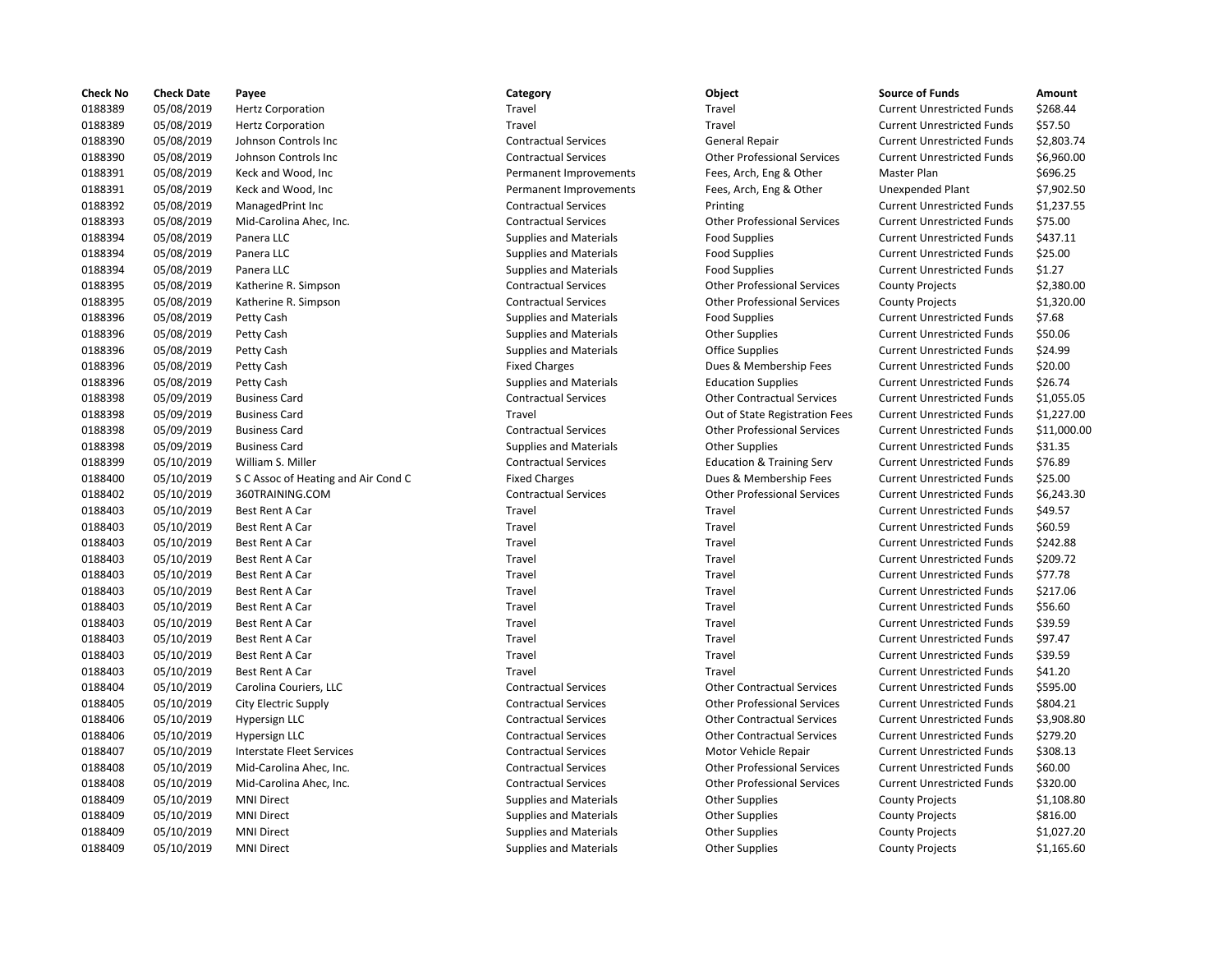| Check No | Check Date | Payee | Category | Object | Source of Funds | Amount |
|---|---|---|---|---|---|---|
| 0188389 | 05/08/2019 | Hertz Corporation | Travel | Travel | Current Unrestricted Funds | $268.44 |
| 0188389 | 05/08/2019 | Hertz Corporation | Travel | Travel | Current Unrestricted Funds | $57.50 |
| 0188390 | 05/08/2019 | Johnson Controls Inc | Contractual Services | General Repair | Current Unrestricted Funds | $2,803.74 |
| 0188390 | 05/08/2019 | Johnson Controls Inc | Contractual Services | Other Professional Services | Current Unrestricted Funds | $6,960.00 |
| 0188391 | 05/08/2019 | Keck and Wood, Inc | Permanent Improvements | Fees, Arch, Eng & Other | Master Plan | $696.25 |
| 0188391 | 05/08/2019 | Keck and Wood, Inc | Permanent Improvements | Fees, Arch, Eng & Other | Unexpended Plant | $7,902.50 |
| 0188392 | 05/08/2019 | ManagedPrint Inc | Contractual Services | Printing | Current Unrestricted Funds | $1,237.55 |
| 0188393 | 05/08/2019 | Mid-Carolina Ahec, Inc. | Contractual Services | Other Professional Services | Current Unrestricted Funds | $75.00 |
| 0188394 | 05/08/2019 | Panera LLC | Supplies and Materials | Food Supplies | Current Unrestricted Funds | $437.11 |
| 0188394 | 05/08/2019 | Panera LLC | Supplies and Materials | Food Supplies | Current Unrestricted Funds | $25.00 |
| 0188394 | 05/08/2019 | Panera LLC | Supplies and Materials | Food Supplies | Current Unrestricted Funds | $1.27 |
| 0188395 | 05/08/2019 | Katherine R. Simpson | Contractual Services | Other Professional Services | County Projects | $2,380.00 |
| 0188395 | 05/08/2019 | Katherine R. Simpson | Contractual Services | Other Professional Services | County Projects | $1,320.00 |
| 0188396 | 05/08/2019 | Petty Cash | Supplies and Materials | Food Supplies | Current Unrestricted Funds | $7.68 |
| 0188396 | 05/08/2019 | Petty Cash | Supplies and Materials | Other Supplies | Current Unrestricted Funds | $50.06 |
| 0188396 | 05/08/2019 | Petty Cash | Supplies and Materials | Office Supplies | Current Unrestricted Funds | $24.99 |
| 0188396 | 05/08/2019 | Petty Cash | Fixed Charges | Dues & Membership Fees | Current Unrestricted Funds | $20.00 |
| 0188396 | 05/08/2019 | Petty Cash | Supplies and Materials | Education Supplies | Current Unrestricted Funds | $26.74 |
| 0188398 | 05/09/2019 | Business Card | Contractual Services | Other Contractual Services | Current Unrestricted Funds | $1,055.05 |
| 0188398 | 05/09/2019 | Business Card | Travel | Out of State Registration Fees | Current Unrestricted Funds | $1,227.00 |
| 0188398 | 05/09/2019 | Business Card | Contractual Services | Other Professional Services | Current Unrestricted Funds | $11,000.00 |
| 0188398 | 05/09/2019 | Business Card | Supplies and Materials | Other Supplies | Current Unrestricted Funds | $31.35 |
| 0188399 | 05/10/2019 | William S. Miller | Contractual Services | Education & Training Serv | Current Unrestricted Funds | $76.89 |
| 0188400 | 05/10/2019 | S C Assoc of Heating and Air Cond C | Fixed Charges | Dues & Membership Fees | Current Unrestricted Funds | $25.00 |
| 0188402 | 05/10/2019 | 360TRAINING.COM | Contractual Services | Other Professional Services | Current Unrestricted Funds | $6,243.30 |
| 0188403 | 05/10/2019 | Best Rent A Car | Travel | Travel | Current Unrestricted Funds | $49.57 |
| 0188403 | 05/10/2019 | Best Rent A Car | Travel | Travel | Current Unrestricted Funds | $60.59 |
| 0188403 | 05/10/2019 | Best Rent A Car | Travel | Travel | Current Unrestricted Funds | $242.88 |
| 0188403 | 05/10/2019 | Best Rent A Car | Travel | Travel | Current Unrestricted Funds | $209.72 |
| 0188403 | 05/10/2019 | Best Rent A Car | Travel | Travel | Current Unrestricted Funds | $77.78 |
| 0188403 | 05/10/2019 | Best Rent A Car | Travel | Travel | Current Unrestricted Funds | $217.06 |
| 0188403 | 05/10/2019 | Best Rent A Car | Travel | Travel | Current Unrestricted Funds | $56.60 |
| 0188403 | 05/10/2019 | Best Rent A Car | Travel | Travel | Current Unrestricted Funds | $39.59 |
| 0188403 | 05/10/2019 | Best Rent A Car | Travel | Travel | Current Unrestricted Funds | $97.47 |
| 0188403 | 05/10/2019 | Best Rent A Car | Travel | Travel | Current Unrestricted Funds | $39.59 |
| 0188403 | 05/10/2019 | Best Rent A Car | Travel | Travel | Current Unrestricted Funds | $41.20 |
| 0188404 | 05/10/2019 | Carolina Couriers, LLC | Contractual Services | Other Contractual Services | Current Unrestricted Funds | $595.00 |
| 0188405 | 05/10/2019 | City Electric Supply | Contractual Services | Other Professional Services | Current Unrestricted Funds | $804.21 |
| 0188406 | 05/10/2019 | Hypersign LLC | Contractual Services | Other Contractual Services | Current Unrestricted Funds | $3,908.80 |
| 0188406 | 05/10/2019 | Hypersign LLC | Contractual Services | Other Contractual Services | Current Unrestricted Funds | $279.20 |
| 0188407 | 05/10/2019 | Interstate Fleet Services | Contractual Services | Motor Vehicle Repair | Current Unrestricted Funds | $308.13 |
| 0188408 | 05/10/2019 | Mid-Carolina Ahec, Inc. | Contractual Services | Other Professional Services | Current Unrestricted Funds | $60.00 |
| 0188408 | 05/10/2019 | Mid-Carolina Ahec, Inc. | Contractual Services | Other Professional Services | Current Unrestricted Funds | $320.00 |
| 0188409 | 05/10/2019 | MNI Direct | Supplies and Materials | Other Supplies | County Projects | $1,108.80 |
| 0188409 | 05/10/2019 | MNI Direct | Supplies and Materials | Other Supplies | County Projects | $816.00 |
| 0188409 | 05/10/2019 | MNI Direct | Supplies and Materials | Other Supplies | County Projects | $1,027.20 |
| 0188409 | 05/10/2019 | MNI Direct | Supplies and Materials | Other Supplies | County Projects | $1,165.60 |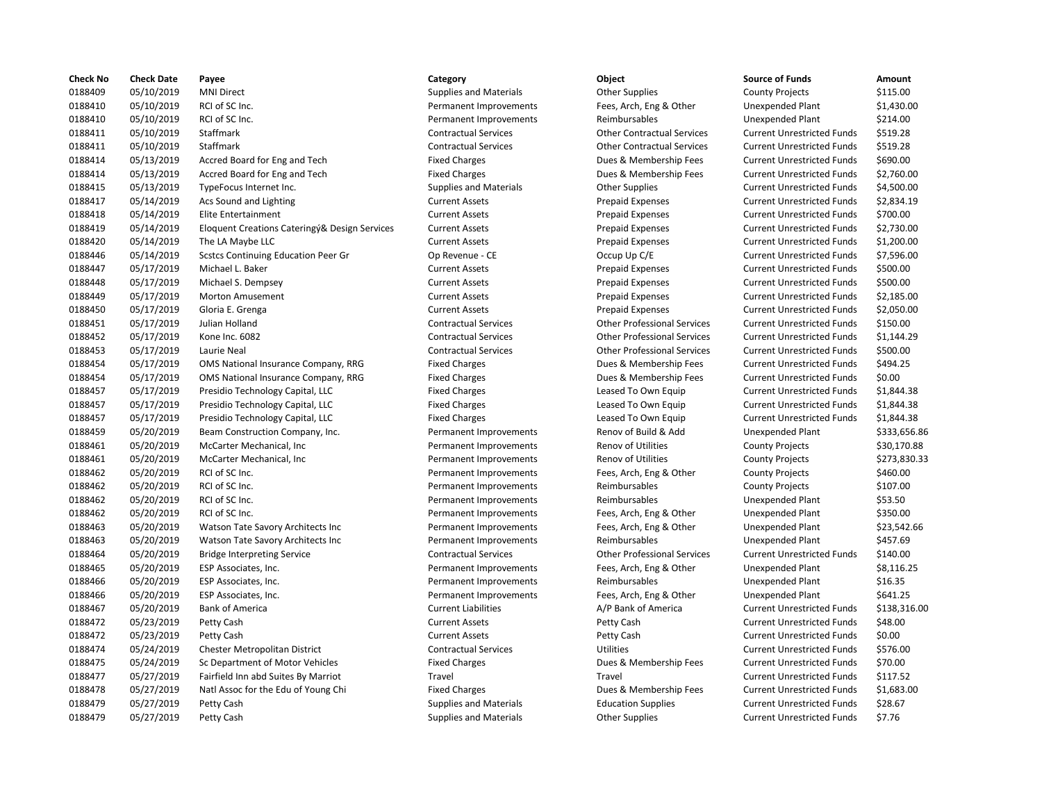| Check No | Check Date | Payee | Category | Object | Source of Funds | Amount |
|---|---|---|---|---|---|---|
| 0188409 | 05/10/2019 | MNI Direct | Supplies and Materials | Other Supplies | County Projects | $115.00 |
| 0188410 | 05/10/2019 | RCI of SC Inc. | Permanent Improvements | Fees, Arch, Eng & Other | Unexpended Plant | $1,430.00 |
| 0188410 | 05/10/2019 | RCI of SC Inc. | Permanent Improvements | Reimbursables | Unexpended Plant | $214.00 |
| 0188411 | 05/10/2019 | Staffmark | Contractual Services | Other Contractual Services | Current Unrestricted Funds | $519.28 |
| 0188411 | 05/10/2019 | Staffmark | Contractual Services | Other Contractual Services | Current Unrestricted Funds | $519.28 |
| 0188414 | 05/13/2019 | Accred Board for Eng and Tech | Fixed Charges | Dues & Membership Fees | Current Unrestricted Funds | $690.00 |
| 0188414 | 05/13/2019 | Accred Board for Eng and Tech | Fixed Charges | Dues & Membership Fees | Current Unrestricted Funds | $2,760.00 |
| 0188415 | 05/13/2019 | TypeFocus Internet Inc. | Supplies and Materials | Other Supplies | Current Unrestricted Funds | $4,500.00 |
| 0188417 | 05/14/2019 | Acs Sound and Lighting | Current Assets | Prepaid Expenses | Current Unrestricted Funds | $2,834.19 |
| 0188418 | 05/14/2019 | Elite Entertainment | Current Assets | Prepaid Expenses | Current Unrestricted Funds | $700.00 |
| 0188419 | 05/14/2019 | Eloquent Creations Cateringý& Design Services | Current Assets | Prepaid Expenses | Current Unrestricted Funds | $2,730.00 |
| 0188420 | 05/14/2019 | The LA Maybe LLC | Current Assets | Prepaid Expenses | Current Unrestricted Funds | $1,200.00 |
| 0188446 | 05/14/2019 | Scstcs Continuing Education Peer Gr | Op Revenue - CE | Occup Up C/E | Current Unrestricted Funds | $7,596.00 |
| 0188447 | 05/17/2019 | Michael L. Baker | Current Assets | Prepaid Expenses | Current Unrestricted Funds | $500.00 |
| 0188448 | 05/17/2019 | Michael S. Dempsey | Current Assets | Prepaid Expenses | Current Unrestricted Funds | $500.00 |
| 0188449 | 05/17/2019 | Morton Amusement | Current Assets | Prepaid Expenses | Current Unrestricted Funds | $2,185.00 |
| 0188450 | 05/17/2019 | Gloria E. Grenga | Current Assets | Prepaid Expenses | Current Unrestricted Funds | $2,050.00 |
| 0188451 | 05/17/2019 | Julian Holland | Contractual Services | Other Professional Services | Current Unrestricted Funds | $150.00 |
| 0188452 | 05/17/2019 | Kone Inc. 6082 | Contractual Services | Other Professional Services | Current Unrestricted Funds | $1,144.29 |
| 0188453 | 05/17/2019 | Laurie Neal | Contractual Services | Other Professional Services | Current Unrestricted Funds | $500.00 |
| 0188454 | 05/17/2019 | OMS National Insurance Company, RRG | Fixed Charges | Dues & Membership Fees | Current Unrestricted Funds | $494.25 |
| 0188454 | 05/17/2019 | OMS National Insurance Company, RRG | Fixed Charges | Dues & Membership Fees | Current Unrestricted Funds | $0.00 |
| 0188457 | 05/17/2019 | Presidio Technology Capital, LLC | Fixed Charges | Leased To Own Equip | Current Unrestricted Funds | $1,844.38 |
| 0188457 | 05/17/2019 | Presidio Technology Capital, LLC | Fixed Charges | Leased To Own Equip | Current Unrestricted Funds | $1,844.38 |
| 0188457 | 05/17/2019 | Presidio Technology Capital, LLC | Fixed Charges | Leased To Own Equip | Current Unrestricted Funds | $1,844.38 |
| 0188459 | 05/20/2019 | Beam Construction Company, Inc. | Permanent Improvements | Renov of Build & Add | Unexpended Plant | $333,656.86 |
| 0188461 | 05/20/2019 | McCarter Mechanical, Inc | Permanent Improvements | Renov of Utilities | County Projects | $30,170.88 |
| 0188461 | 05/20/2019 | McCarter Mechanical, Inc | Permanent Improvements | Renov of Utilities | County Projects | $273,830.33 |
| 0188462 | 05/20/2019 | RCI of SC Inc. | Permanent Improvements | Fees, Arch, Eng & Other | County Projects | $460.00 |
| 0188462 | 05/20/2019 | RCI of SC Inc. | Permanent Improvements | Reimbursables | County Projects | $107.00 |
| 0188462 | 05/20/2019 | RCI of SC Inc. | Permanent Improvements | Reimbursables | Unexpended Plant | $53.50 |
| 0188462 | 05/20/2019 | RCI of SC Inc. | Permanent Improvements | Fees, Arch, Eng & Other | Unexpended Plant | $350.00 |
| 0188463 | 05/20/2019 | Watson Tate Savory Architects Inc | Permanent Improvements | Fees, Arch, Eng & Other | Unexpended Plant | $23,542.66 |
| 0188463 | 05/20/2019 | Watson Tate Savory Architects Inc | Permanent Improvements | Reimbursables | Unexpended Plant | $457.69 |
| 0188464 | 05/20/2019 | Bridge Interpreting Service | Contractual Services | Other Professional Services | Current Unrestricted Funds | $140.00 |
| 0188465 | 05/20/2019 | ESP Associates, Inc. | Permanent Improvements | Fees, Arch, Eng & Other | Unexpended Plant | $8,116.25 |
| 0188466 | 05/20/2019 | ESP Associates, Inc. | Permanent Improvements | Reimbursables | Unexpended Plant | $16.35 |
| 0188466 | 05/20/2019 | ESP Associates, Inc. | Permanent Improvements | Fees, Arch, Eng & Other | Unexpended Plant | $641.25 |
| 0188467 | 05/20/2019 | Bank of America | Current Liabilities | A/P Bank of America | Current Unrestricted Funds | $138,316.00 |
| 0188472 | 05/23/2019 | Petty Cash | Current Assets | Petty Cash | Current Unrestricted Funds | $48.00 |
| 0188472 | 05/23/2019 | Petty Cash | Current Assets | Petty Cash | Current Unrestricted Funds | $0.00 |
| 0188474 | 05/24/2019 | Chester Metropolitan District | Contractual Services | Utilities | Current Unrestricted Funds | $576.00 |
| 0188475 | 05/24/2019 | Sc Department of Motor Vehicles | Fixed Charges | Dues & Membership Fees | Current Unrestricted Funds | $70.00 |
| 0188477 | 05/27/2019 | Fairfield Inn abd Suites By Marriot | Travel | Travel | Current Unrestricted Funds | $117.52 |
| 0188478 | 05/27/2019 | Natl Assoc for the Edu of Young Chi | Fixed Charges | Dues & Membership Fees | Current Unrestricted Funds | $1,683.00 |
| 0188479 | 05/27/2019 | Petty Cash | Supplies and Materials | Education Supplies | Current Unrestricted Funds | $28.67 |
| 0188479 | 05/27/2019 | Petty Cash | Supplies and Materials | Other Supplies | Current Unrestricted Funds | $7.76 |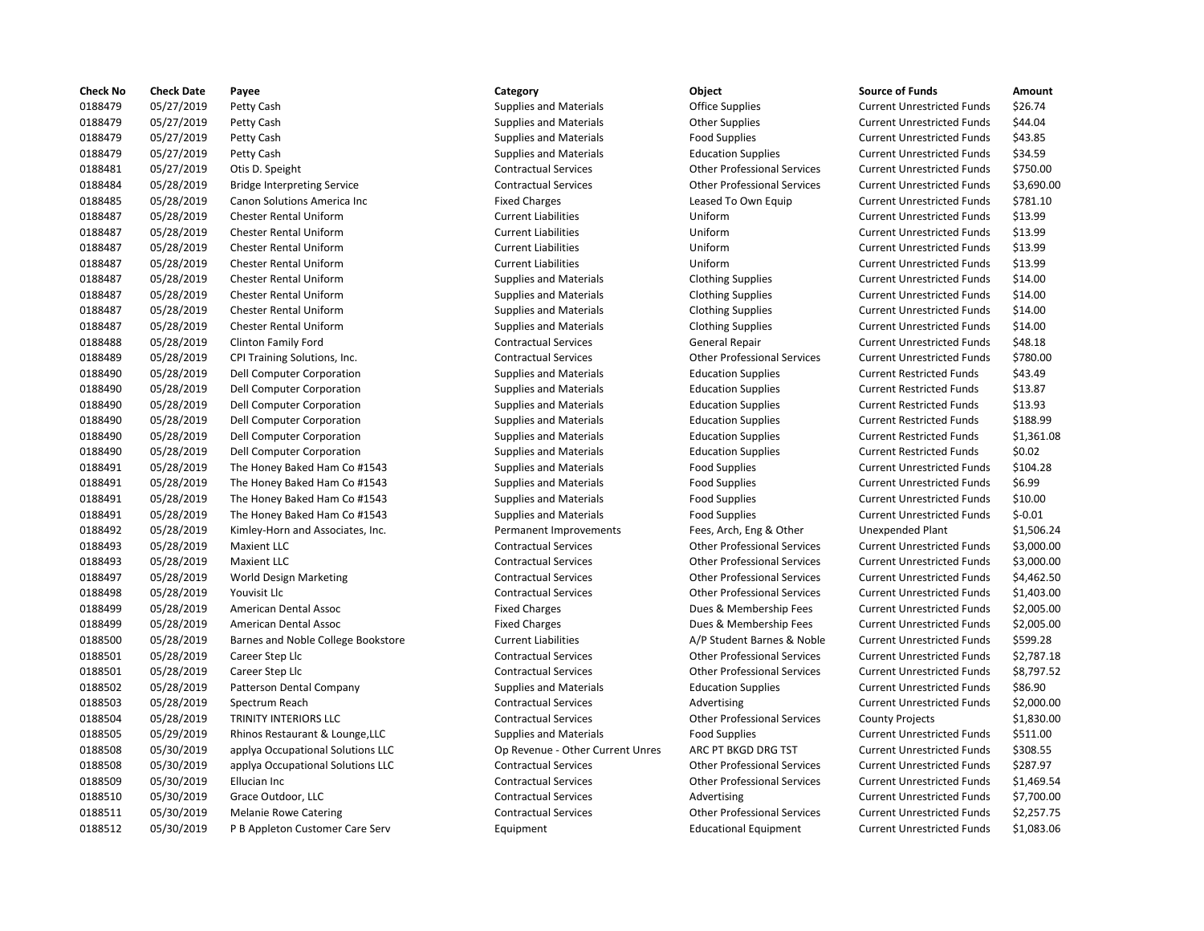| Check No | Check Date | Payee | Category | Object | Source of Funds | Amount |
|---|---|---|---|---|---|---|
| 0188479 | 05/27/2019 | Petty Cash | Supplies and Materials | Office Supplies | Current Unrestricted Funds | $26.74 |
| 0188479 | 05/27/2019 | Petty Cash | Supplies and Materials | Other Supplies | Current Unrestricted Funds | $44.04 |
| 0188479 | 05/27/2019 | Petty Cash | Supplies and Materials | Food Supplies | Current Unrestricted Funds | $43.85 |
| 0188479 | 05/27/2019 | Petty Cash | Supplies and Materials | Education Supplies | Current Unrestricted Funds | $34.59 |
| 0188481 | 05/27/2019 | Otis D. Speight | Contractual Services | Other Professional Services | Current Unrestricted Funds | $750.00 |
| 0188484 | 05/28/2019 | Bridge Interpreting Service | Contractual Services | Other Professional Services | Current Unrestricted Funds | $3,690.00 |
| 0188485 | 05/28/2019 | Canon Solutions America Inc | Fixed Charges | Leased To Own Equip | Current Unrestricted Funds | $781.10 |
| 0188487 | 05/28/2019 | Chester Rental Uniform | Current Liabilities | Uniform | Current Unrestricted Funds | $13.99 |
| 0188487 | 05/28/2019 | Chester Rental Uniform | Current Liabilities | Uniform | Current Unrestricted Funds | $13.99 |
| 0188487 | 05/28/2019 | Chester Rental Uniform | Current Liabilities | Uniform | Current Unrestricted Funds | $13.99 |
| 0188487 | 05/28/2019 | Chester Rental Uniform | Current Liabilities | Uniform | Current Unrestricted Funds | $13.99 |
| 0188487 | 05/28/2019 | Chester Rental Uniform | Supplies and Materials | Clothing Supplies | Current Unrestricted Funds | $14.00 |
| 0188487 | 05/28/2019 | Chester Rental Uniform | Supplies and Materials | Clothing Supplies | Current Unrestricted Funds | $14.00 |
| 0188487 | 05/28/2019 | Chester Rental Uniform | Supplies and Materials | Clothing Supplies | Current Unrestricted Funds | $14.00 |
| 0188487 | 05/28/2019 | Chester Rental Uniform | Supplies and Materials | Clothing Supplies | Current Unrestricted Funds | $14.00 |
| 0188488 | 05/28/2019 | Clinton Family Ford | Contractual Services | General Repair | Current Unrestricted Funds | $48.18 |
| 0188489 | 05/28/2019 | CPI Training Solutions, Inc. | Contractual Services | Other Professional Services | Current Unrestricted Funds | $780.00 |
| 0188490 | 05/28/2019 | Dell Computer Corporation | Supplies and Materials | Education Supplies | Current Restricted Funds | $43.49 |
| 0188490 | 05/28/2019 | Dell Computer Corporation | Supplies and Materials | Education Supplies | Current Restricted Funds | $13.87 |
| 0188490 | 05/28/2019 | Dell Computer Corporation | Supplies and Materials | Education Supplies | Current Restricted Funds | $13.93 |
| 0188490 | 05/28/2019 | Dell Computer Corporation | Supplies and Materials | Education Supplies | Current Restricted Funds | $188.99 |
| 0188490 | 05/28/2019 | Dell Computer Corporation | Supplies and Materials | Education Supplies | Current Restricted Funds | $1,361.08 |
| 0188490 | 05/28/2019 | Dell Computer Corporation | Supplies and Materials | Education Supplies | Current Restricted Funds | $0.02 |
| 0188491 | 05/28/2019 | The Honey Baked Ham Co #1543 | Supplies and Materials | Food Supplies | Current Unrestricted Funds | $104.28 |
| 0188491 | 05/28/2019 | The Honey Baked Ham Co #1543 | Supplies and Materials | Food Supplies | Current Unrestricted Funds | $6.99 |
| 0188491 | 05/28/2019 | The Honey Baked Ham Co #1543 | Supplies and Materials | Food Supplies | Current Unrestricted Funds | $10.00 |
| 0188491 | 05/28/2019 | The Honey Baked Ham Co #1543 | Supplies and Materials | Food Supplies | Current Unrestricted Funds | $-0.01 |
| 0188492 | 05/28/2019 | Kimley-Horn and Associates, Inc. | Permanent Improvements | Fees, Arch, Eng & Other | Unexpended Plant | $1,506.24 |
| 0188493 | 05/28/2019 | Maxient LLC | Contractual Services | Other Professional Services | Current Unrestricted Funds | $3,000.00 |
| 0188493 | 05/28/2019 | Maxient LLC | Contractual Services | Other Professional Services | Current Unrestricted Funds | $3,000.00 |
| 0188497 | 05/28/2019 | World Design Marketing | Contractual Services | Other Professional Services | Current Unrestricted Funds | $4,462.50 |
| 0188498 | 05/28/2019 | Youvisit Llc | Contractual Services | Other Professional Services | Current Unrestricted Funds | $1,403.00 |
| 0188499 | 05/28/2019 | American Dental Assoc | Fixed Charges | Dues & Membership Fees | Current Unrestricted Funds | $2,005.00 |
| 0188499 | 05/28/2019 | American Dental Assoc | Fixed Charges | Dues & Membership Fees | Current Unrestricted Funds | $2,005.00 |
| 0188500 | 05/28/2019 | Barnes and Noble College Bookstore | Current Liabilities | A/P Student Barnes & Noble | Current Unrestricted Funds | $599.28 |
| 0188501 | 05/28/2019 | Career Step Llc | Contractual Services | Other Professional Services | Current Unrestricted Funds | $2,787.18 |
| 0188501 | 05/28/2019 | Career Step Llc | Contractual Services | Other Professional Services | Current Unrestricted Funds | $8,797.52 |
| 0188502 | 05/28/2019 | Patterson Dental Company | Supplies and Materials | Education Supplies | Current Unrestricted Funds | $86.90 |
| 0188503 | 05/28/2019 | Spectrum Reach | Contractual Services | Advertising | Current Unrestricted Funds | $2,000.00 |
| 0188504 | 05/28/2019 | TRINITY INTERIORS LLC | Contractual Services | Other Professional Services | County Projects | $1,830.00 |
| 0188505 | 05/29/2019 | Rhinos Restaurant & Lounge,LLC | Supplies and Materials | Food Supplies | Current Unrestricted Funds | $511.00 |
| 0188508 | 05/30/2019 | applya Occupational Solutions LLC | Op Revenue - Other Current Unres | ARC PT BKGD DRG TST | Current Unrestricted Funds | $308.55 |
| 0188508 | 05/30/2019 | applya Occupational Solutions LLC | Contractual Services | Other Professional Services | Current Unrestricted Funds | $287.97 |
| 0188509 | 05/30/2019 | Ellucian Inc | Contractual Services | Other Professional Services | Current Unrestricted Funds | $1,469.54 |
| 0188510 | 05/30/2019 | Grace Outdoor, LLC | Contractual Services | Advertising | Current Unrestricted Funds | $7,700.00 |
| 0188511 | 05/30/2019 | Melanie Rowe Catering | Contractual Services | Other Professional Services | Current Unrestricted Funds | $2,257.75 |
| 0188512 | 05/30/2019 | P B Appleton Customer Care Serv | Equipment | Educational Equipment | Current Unrestricted Funds | $1,083.06 |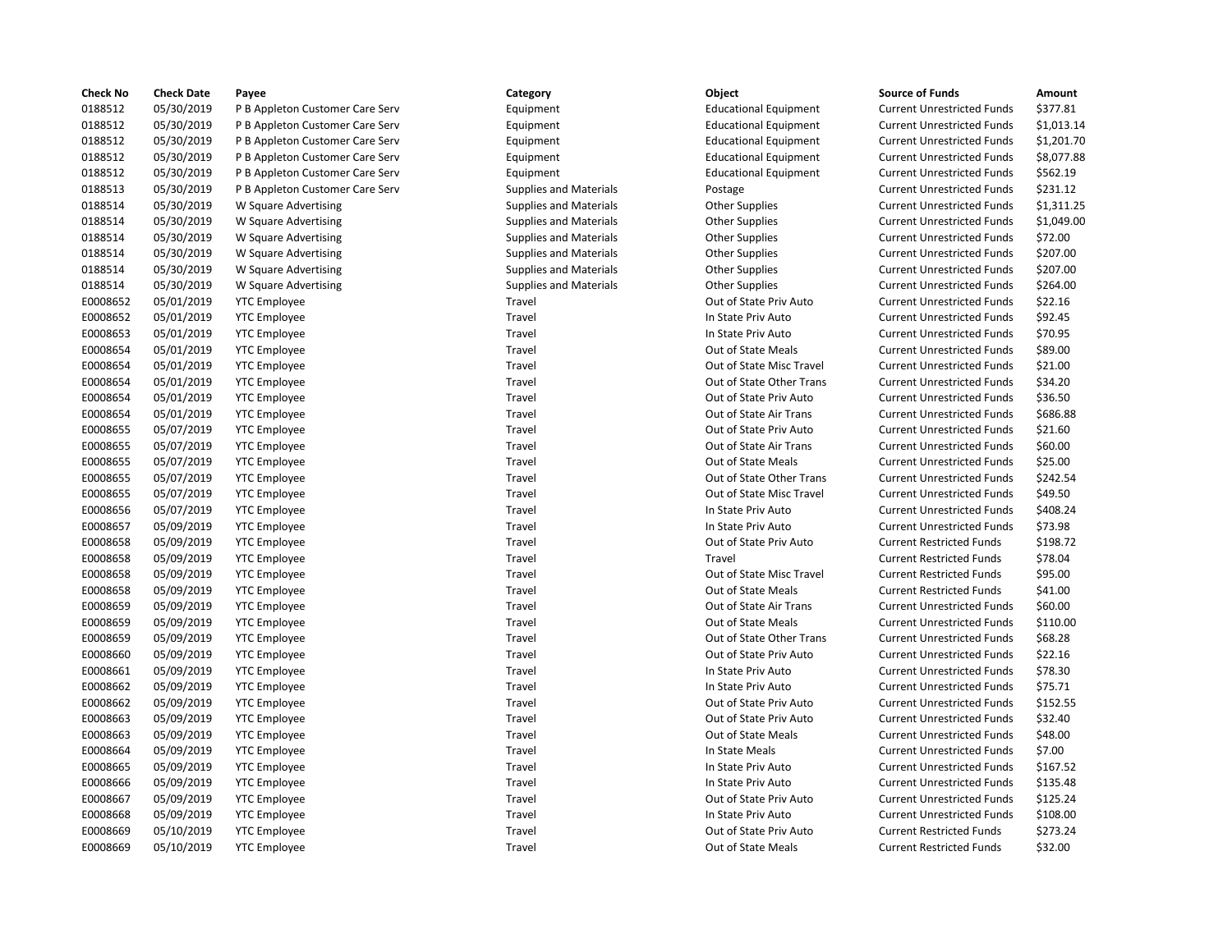| Check No | Check Date | Payee | Category | Object | Source of Funds | Amount |
|---|---|---|---|---|---|---|
| 0188512 | 05/30/2019 | P B Appleton Customer Care Serv | Equipment | Educational Equipment | Current Unrestricted Funds | $377.81 |
| 0188512 | 05/30/2019 | P B Appleton Customer Care Serv | Equipment | Educational Equipment | Current Unrestricted Funds | $1,013.14 |
| 0188512 | 05/30/2019 | P B Appleton Customer Care Serv | Equipment | Educational Equipment | Current Unrestricted Funds | $1,201.70 |
| 0188512 | 05/30/2019 | P B Appleton Customer Care Serv | Equipment | Educational Equipment | Current Unrestricted Funds | $8,077.88 |
| 0188512 | 05/30/2019 | P B Appleton Customer Care Serv | Equipment | Educational Equipment | Current Unrestricted Funds | $562.19 |
| 0188513 | 05/30/2019 | P B Appleton Customer Care Serv | Supplies and Materials | Postage | Current Unrestricted Funds | $231.12 |
| 0188514 | 05/30/2019 | W Square Advertising | Supplies and Materials | Other Supplies | Current Unrestricted Funds | $1,311.25 |
| 0188514 | 05/30/2019 | W Square Advertising | Supplies and Materials | Other Supplies | Current Unrestricted Funds | $1,049.00 |
| 0188514 | 05/30/2019 | W Square Advertising | Supplies and Materials | Other Supplies | Current Unrestricted Funds | $72.00 |
| 0188514 | 05/30/2019 | W Square Advertising | Supplies and Materials | Other Supplies | Current Unrestricted Funds | $207.00 |
| 0188514 | 05/30/2019 | W Square Advertising | Supplies and Materials | Other Supplies | Current Unrestricted Funds | $207.00 |
| 0188514 | 05/30/2019 | W Square Advertising | Supplies and Materials | Other Supplies | Current Unrestricted Funds | $264.00 |
| E0008652 | 05/01/2019 | YTC Employee | Travel | Out of State Priv Auto | Current Unrestricted Funds | $22.16 |
| E0008652 | 05/01/2019 | YTC Employee | Travel | In State Priv Auto | Current Unrestricted Funds | $92.45 |
| E0008653 | 05/01/2019 | YTC Employee | Travel | In State Priv Auto | Current Unrestricted Funds | $70.95 |
| E0008654 | 05/01/2019 | YTC Employee | Travel | Out of State Meals | Current Unrestricted Funds | $89.00 |
| E0008654 | 05/01/2019 | YTC Employee | Travel | Out of State Misc Travel | Current Unrestricted Funds | $21.00 |
| E0008654 | 05/01/2019 | YTC Employee | Travel | Out of State Other Trans | Current Unrestricted Funds | $34.20 |
| E0008654 | 05/01/2019 | YTC Employee | Travel | Out of State Priv Auto | Current Unrestricted Funds | $36.50 |
| E0008654 | 05/01/2019 | YTC Employee | Travel | Out of State Air Trans | Current Unrestricted Funds | $686.88 |
| E0008655 | 05/07/2019 | YTC Employee | Travel | Out of State Priv Auto | Current Unrestricted Funds | $21.60 |
| E0008655 | 05/07/2019 | YTC Employee | Travel | Out of State Air Trans | Current Unrestricted Funds | $60.00 |
| E0008655 | 05/07/2019 | YTC Employee | Travel | Out of State Meals | Current Unrestricted Funds | $25.00 |
| E0008655 | 05/07/2019 | YTC Employee | Travel | Out of State Other Trans | Current Unrestricted Funds | $242.54 |
| E0008655 | 05/07/2019 | YTC Employee | Travel | Out of State Misc Travel | Current Unrestricted Funds | $49.50 |
| E0008656 | 05/07/2019 | YTC Employee | Travel | In State Priv Auto | Current Unrestricted Funds | $408.24 |
| E0008657 | 05/09/2019 | YTC Employee | Travel | In State Priv Auto | Current Unrestricted Funds | $73.98 |
| E0008658 | 05/09/2019 | YTC Employee | Travel | Out of State Priv Auto | Current Restricted Funds | $198.72 |
| E0008658 | 05/09/2019 | YTC Employee | Travel | Travel | Current Restricted Funds | $78.04 |
| E0008658 | 05/09/2019 | YTC Employee | Travel | Out of State Misc Travel | Current Restricted Funds | $95.00 |
| E0008658 | 05/09/2019 | YTC Employee | Travel | Out of State Meals | Current Restricted Funds | $41.00 |
| E0008659 | 05/09/2019 | YTC Employee | Travel | Out of State Air Trans | Current Unrestricted Funds | $60.00 |
| E0008659 | 05/09/2019 | YTC Employee | Travel | Out of State Meals | Current Unrestricted Funds | $110.00 |
| E0008659 | 05/09/2019 | YTC Employee | Travel | Out of State Other Trans | Current Unrestricted Funds | $68.28 |
| E0008660 | 05/09/2019 | YTC Employee | Travel | Out of State Priv Auto | Current Unrestricted Funds | $22.16 |
| E0008661 | 05/09/2019 | YTC Employee | Travel | In State Priv Auto | Current Unrestricted Funds | $78.30 |
| E0008662 | 05/09/2019 | YTC Employee | Travel | In State Priv Auto | Current Unrestricted Funds | $75.71 |
| E0008662 | 05/09/2019 | YTC Employee | Travel | Out of State Priv Auto | Current Unrestricted Funds | $152.55 |
| E0008663 | 05/09/2019 | YTC Employee | Travel | Out of State Priv Auto | Current Unrestricted Funds | $32.40 |
| E0008663 | 05/09/2019 | YTC Employee | Travel | Out of State Meals | Current Unrestricted Funds | $48.00 |
| E0008664 | 05/09/2019 | YTC Employee | Travel | In State Meals | Current Unrestricted Funds | $7.00 |
| E0008665 | 05/09/2019 | YTC Employee | Travel | In State Priv Auto | Current Unrestricted Funds | $167.52 |
| E0008666 | 05/09/2019 | YTC Employee | Travel | In State Priv Auto | Current Unrestricted Funds | $135.48 |
| E0008667 | 05/09/2019 | YTC Employee | Travel | Out of State Priv Auto | Current Unrestricted Funds | $125.24 |
| E0008668 | 05/09/2019 | YTC Employee | Travel | In State Priv Auto | Current Unrestricted Funds | $108.00 |
| E0008669 | 05/10/2019 | YTC Employee | Travel | Out of State Priv Auto | Current Restricted Funds | $273.24 |
| E0008669 | 05/10/2019 | YTC Employee | Travel | Out of State Meals | Current Restricted Funds | $32.00 |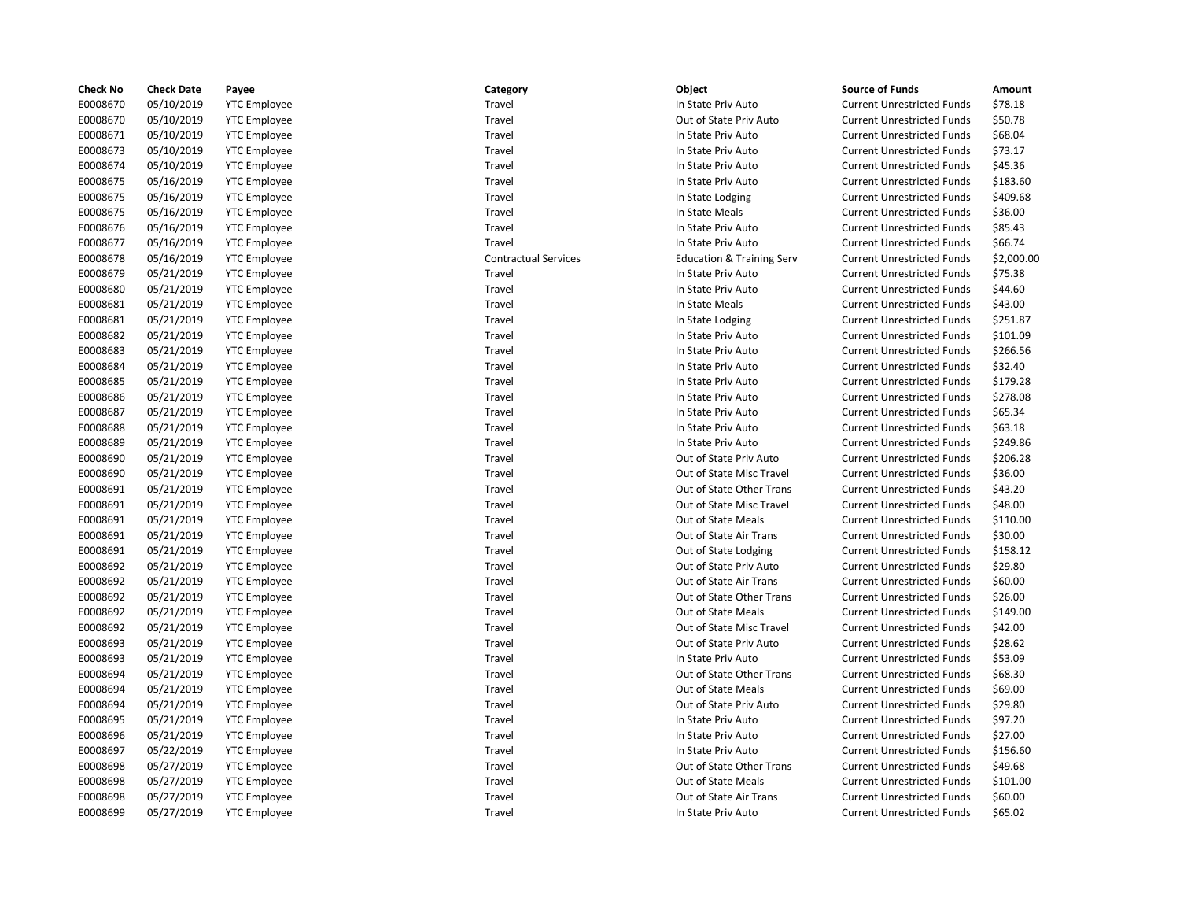| Check No | Check Date | Payee | Category | Object | Source of Funds | Amount |
| --- | --- | --- | --- | --- | --- | --- |
| E0008670 | 05/10/2019 | YTC Employee | Travel | In State Priv Auto | Current Unrestricted Funds | $78.18 |
| E0008670 | 05/10/2019 | YTC Employee | Travel | Out of State Priv Auto | Current Unrestricted Funds | $50.78 |
| E0008671 | 05/10/2019 | YTC Employee | Travel | In State Priv Auto | Current Unrestricted Funds | $68.04 |
| E0008673 | 05/10/2019 | YTC Employee | Travel | In State Priv Auto | Current Unrestricted Funds | $73.17 |
| E0008674 | 05/10/2019 | YTC Employee | Travel | In State Priv Auto | Current Unrestricted Funds | $45.36 |
| E0008675 | 05/16/2019 | YTC Employee | Travel | In State Priv Auto | Current Unrestricted Funds | $183.60 |
| E0008675 | 05/16/2019 | YTC Employee | Travel | In State Lodging | Current Unrestricted Funds | $409.68 |
| E0008675 | 05/16/2019 | YTC Employee | Travel | In State Meals | Current Unrestricted Funds | $36.00 |
| E0008676 | 05/16/2019 | YTC Employee | Travel | In State Priv Auto | Current Unrestricted Funds | $85.43 |
| E0008677 | 05/16/2019 | YTC Employee | Travel | In State Priv Auto | Current Unrestricted Funds | $66.74 |
| E0008678 | 05/16/2019 | YTC Employee | Contractual Services | Education & Training Serv | Current Unrestricted Funds | $2,000.00 |
| E0008679 | 05/21/2019 | YTC Employee | Travel | In State Priv Auto | Current Unrestricted Funds | $75.38 |
| E0008680 | 05/21/2019 | YTC Employee | Travel | In State Priv Auto | Current Unrestricted Funds | $44.60 |
| E0008681 | 05/21/2019 | YTC Employee | Travel | In State Meals | Current Unrestricted Funds | $43.00 |
| E0008681 | 05/21/2019 | YTC Employee | Travel | In State Lodging | Current Unrestricted Funds | $251.87 |
| E0008682 | 05/21/2019 | YTC Employee | Travel | In State Priv Auto | Current Unrestricted Funds | $101.09 |
| E0008683 | 05/21/2019 | YTC Employee | Travel | In State Priv Auto | Current Unrestricted Funds | $266.56 |
| E0008684 | 05/21/2019 | YTC Employee | Travel | In State Priv Auto | Current Unrestricted Funds | $32.40 |
| E0008685 | 05/21/2019 | YTC Employee | Travel | In State Priv Auto | Current Unrestricted Funds | $179.28 |
| E0008686 | 05/21/2019 | YTC Employee | Travel | In State Priv Auto | Current Unrestricted Funds | $278.08 |
| E0008687 | 05/21/2019 | YTC Employee | Travel | In State Priv Auto | Current Unrestricted Funds | $65.34 |
| E0008688 | 05/21/2019 | YTC Employee | Travel | In State Priv Auto | Current Unrestricted Funds | $63.18 |
| E0008689 | 05/21/2019 | YTC Employee | Travel | In State Priv Auto | Current Unrestricted Funds | $249.86 |
| E0008690 | 05/21/2019 | YTC Employee | Travel | Out of State Priv Auto | Current Unrestricted Funds | $206.28 |
| E0008690 | 05/21/2019 | YTC Employee | Travel | Out of State Misc Travel | Current Unrestricted Funds | $36.00 |
| E0008691 | 05/21/2019 | YTC Employee | Travel | Out of State Other Trans | Current Unrestricted Funds | $43.20 |
| E0008691 | 05/21/2019 | YTC Employee | Travel | Out of State Misc Travel | Current Unrestricted Funds | $48.00 |
| E0008691 | 05/21/2019 | YTC Employee | Travel | Out of State Meals | Current Unrestricted Funds | $110.00 |
| E0008691 | 05/21/2019 | YTC Employee | Travel | Out of State Air Trans | Current Unrestricted Funds | $30.00 |
| E0008691 | 05/21/2019 | YTC Employee | Travel | Out of State Lodging | Current Unrestricted Funds | $158.12 |
| E0008692 | 05/21/2019 | YTC Employee | Travel | Out of State Priv Auto | Current Unrestricted Funds | $29.80 |
| E0008692 | 05/21/2019 | YTC Employee | Travel | Out of State Air Trans | Current Unrestricted Funds | $60.00 |
| E0008692 | 05/21/2019 | YTC Employee | Travel | Out of State Other Trans | Current Unrestricted Funds | $26.00 |
| E0008692 | 05/21/2019 | YTC Employee | Travel | Out of State Meals | Current Unrestricted Funds | $149.00 |
| E0008692 | 05/21/2019 | YTC Employee | Travel | Out of State Misc Travel | Current Unrestricted Funds | $42.00 |
| E0008693 | 05/21/2019 | YTC Employee | Travel | Out of State Priv Auto | Current Unrestricted Funds | $28.62 |
| E0008693 | 05/21/2019 | YTC Employee | Travel | In State Priv Auto | Current Unrestricted Funds | $53.09 |
| E0008694 | 05/21/2019 | YTC Employee | Travel | Out of State Other Trans | Current Unrestricted Funds | $68.30 |
| E0008694 | 05/21/2019 | YTC Employee | Travel | Out of State Meals | Current Unrestricted Funds | $69.00 |
| E0008694 | 05/21/2019 | YTC Employee | Travel | Out of State Priv Auto | Current Unrestricted Funds | $29.80 |
| E0008695 | 05/21/2019 | YTC Employee | Travel | In State Priv Auto | Current Unrestricted Funds | $97.20 |
| E0008696 | 05/21/2019 | YTC Employee | Travel | In State Priv Auto | Current Unrestricted Funds | $27.00 |
| E0008697 | 05/22/2019 | YTC Employee | Travel | In State Priv Auto | Current Unrestricted Funds | $156.60 |
| E0008698 | 05/27/2019 | YTC Employee | Travel | Out of State Other Trans | Current Unrestricted Funds | $49.68 |
| E0008698 | 05/27/2019 | YTC Employee | Travel | Out of State Meals | Current Unrestricted Funds | $101.00 |
| E0008698 | 05/27/2019 | YTC Employee | Travel | Out of State Air Trans | Current Unrestricted Funds | $60.00 |
| E0008699 | 05/27/2019 | YTC Employee | Travel | In State Priv Auto | Current Unrestricted Funds | $65.02 |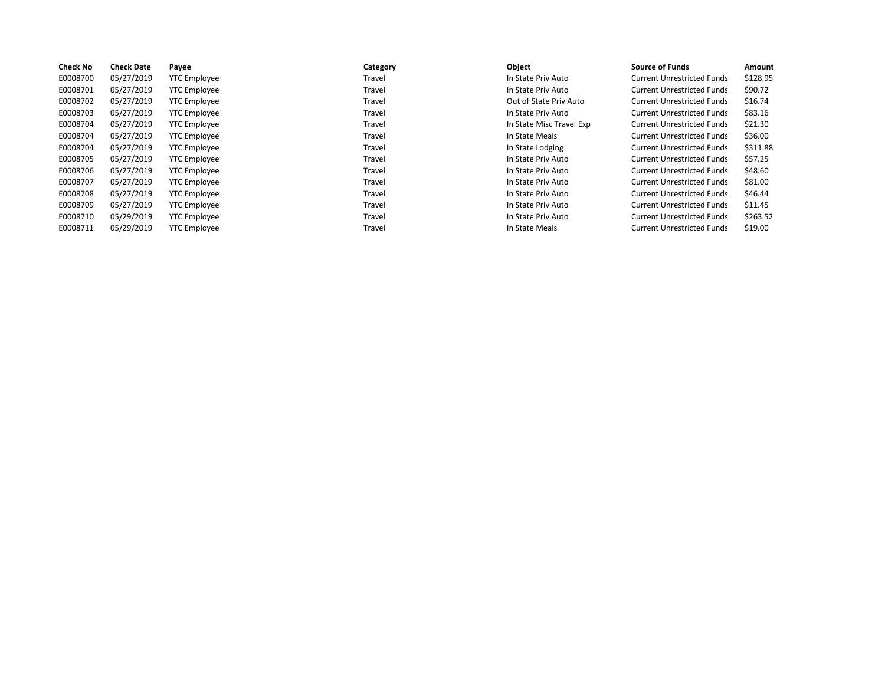| Check No | Check Date | Payee | Category | Object | Source of Funds | Amount |
|---|---|---|---|---|---|---|
| E0008700 | 05/27/2019 | YTC Employee | Travel | In State Priv Auto | Current Unrestricted Funds | $128.95 |
| E0008701 | 05/27/2019 | YTC Employee | Travel | In State Priv Auto | Current Unrestricted Funds | $90.72 |
| E0008702 | 05/27/2019 | YTC Employee | Travel | Out of State Priv Auto | Current Unrestricted Funds | $16.74 |
| E0008703 | 05/27/2019 | YTC Employee | Travel | In State Priv Auto | Current Unrestricted Funds | $83.16 |
| E0008704 | 05/27/2019 | YTC Employee | Travel | In State Misc Travel Exp | Current Unrestricted Funds | $21.30 |
| E0008704 | 05/27/2019 | YTC Employee | Travel | In State Meals | Current Unrestricted Funds | $36.00 |
| E0008704 | 05/27/2019 | YTC Employee | Travel | In State Lodging | Current Unrestricted Funds | $311.88 |
| E0008705 | 05/27/2019 | YTC Employee | Travel | In State Priv Auto | Current Unrestricted Funds | $57.25 |
| E0008706 | 05/27/2019 | YTC Employee | Travel | In State Priv Auto | Current Unrestricted Funds | $48.60 |
| E0008707 | 05/27/2019 | YTC Employee | Travel | In State Priv Auto | Current Unrestricted Funds | $81.00 |
| E0008708 | 05/27/2019 | YTC Employee | Travel | In State Priv Auto | Current Unrestricted Funds | $46.44 |
| E0008709 | 05/27/2019 | YTC Employee | Travel | In State Priv Auto | Current Unrestricted Funds | $11.45 |
| E0008710 | 05/29/2019 | YTC Employee | Travel | In State Priv Auto | Current Unrestricted Funds | $263.52 |
| E0008711 | 05/29/2019 | YTC Employee | Travel | In State Meals | Current Unrestricted Funds | $19.00 |